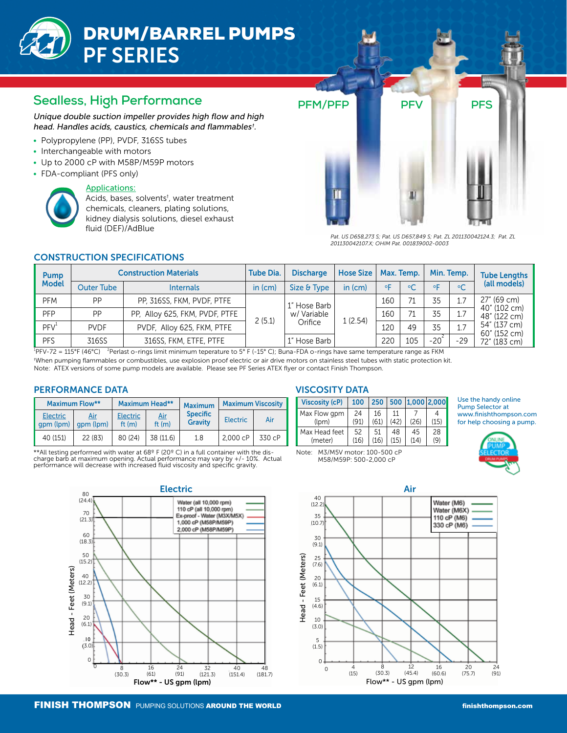# DRUM/BARREL PUMPS PF SERIES

## Sealless, High Performance

*Unique double suction impeller provides high flow and high head. Handles acids, caustics, chemicals and flammables†.*

- Polypropylene (PP), PVDF, 316SS tubes
- Interchangeable with motors
- Up to 2000 cP with M58P/M59P motors
- FDA-compliant (PFS only)

Applications:

Acids, bases, solvents†, water treatment chemicals, cleaners, plating solutions, kidney dialysis solutions, diesel exhaust fluid (DEF)/AdBlue

PFM/PFP PFV PFS

*Pat. US D658,273 S; Pat. US D657,849 S; Pat. ZL 201130042124.3; Pat. ZL 201130042107.X; OHIM Pat. 001839002-0003*

## CONSTRUCTION SPECIFICATIONS

| Pump Model | Construction Materials | | Tube Dia. | Discharge | Hose Size | Max. Temp. | | Min. Temp. | | Tube Lengths (all models) |
|---|---|---|---|---|---|---|---|---|---|---|
| | Outer Tube | Internals | in (cm) | Size & Type | in (cm) | °F | °C | °F | °C | |
| PFM | PP | PP, 316SS, FKM, PVDF, PTFE | 2 (5.1) | 1" Hose Barb w/ Variable Orifice | 1 (2.54) | 160 | 71 | 35 | 1.7 | 27" (69 cm) 40" (102 cm) 48" (122 cm) 54" (137 cm) 60" (152 cm) 72" (183 cm) |
| PFP | PP | PP, Alloy 625, FKM, PVDF, PTFE | | | | 160 | 71 | 35 | 1.7 | |
| PFV[1] | PVDF | PVDF, Alloy 625, FKM, PTFE | | | | 120 | 49 | 35 | 1.7 | |
| PFS | 316SS | 316SS, FKM, ETFE, PTFE | | 1" Hose Barb | | 220 | 105 | -20[2] | -29 | |

[1]PFV-72 = 115°F (46°C) [2]Perlast o-rings limit minimum teperature to 5° F (-15° C); Buna-FDA o-rings have same temperature range as FKM

†When pumping flammables or combustibles, use explosion proof electric or air drive motors on stainless steel tubes with static protection kit.

Note: ATEX versions of some pump models are available. Please see PF Series ATEX flyer or contact Finish Thompson.

## PERFORMANCE DATA

| Maximum Flow** | | Maximum Head** | | Maximum Specific Gravity | Maximum Viscosity | |
|---|---|---|---|---|---|---|
| Electric gpm (lpm) | Air gpm (lpm) | Electric ft (m) | Air ft (m) | | Electric | Air |
| 40 (151) | 22 (83) | 80 (24) | 38 (11.6) | 1.8 | 2,000 cP | 330 cP |

**All testing performed with water at 68º F (20º C) in a full container with the discharge barb at maximum opening. Actual performance may vary by +/- 10%. Actual performance will decrease with increased fluid viscosity and specific gravity.

## VISCOSITY DATA

| Viscosity (cP) | 100 | 250 | 500 | 1,000 | 2,000 |
|---|---|---|---|---|---|
| Max Flow gpm (lpm) | 24 (91) | 16 (61) | 11 (42) | 7 (26) | 4 (15) |
| Max Head feet (meter) | 52 (16) | 51 (16) | 48 (15) | 45 (14) | 28 (9) |

Note: M3/M5V motor: 100-500 cP
M58/M59P: 500-2,000 cP

Use the handy online Pump Selector at www.finishthompson.com for help choosing a pump.

### Electric

Legend: Water (all 10,000 rpm); 110 cP (all 10,000 rpm); Ex-proof - Water (M3X/M5X); 1,000 cP (M58P/M59P); 2,000 cP (M58P/M59P)

Head - Feet (Meters) vs. Flow** - US gpm (lpm)

### Air

Legend: Water (M6); Water (M6X); 110 cP (M6); 330 cP (M6)

Head - Feet (Meters) vs. Flow** - US gpm (lpm)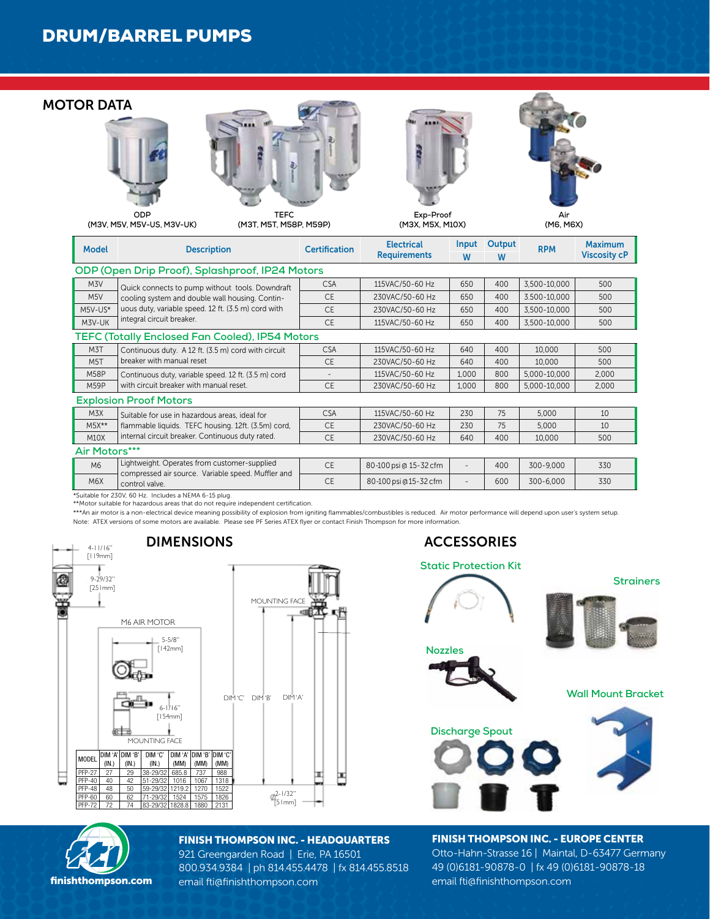# DRUM/BARREL PUMPS

## MOTOR DATA

ODP (M3V, M5V, M5V-US, M3V-UK)

TEFC (M3T, M5T, M58P, M59P)

Exp-Proof (M3X, M5X, M10X)

Air (M6, M6X)

| Model | Description | Certification | Electrical Requirements | Input W | Output W | RPM | Maximum Viscosity cP |
|---|---|---|---|---|---|---|---|
| **ODP (Open Drip Proof), Splashproof, IP24 Motors** | | | | | | | |
| M3V | Quick connects to pump without tools. Downdraft cooling system and double wall housing. Continuous duty, variable speed. 12 ft. (3.5 m) cord with integral circuit breaker. | CSA | 115VAC/50-60 Hz | 650 | 400 | 3,500-10,000 | 500 |
| M5V | | CE | 230VAC/50-60 Hz | 650 | 400 | 3,500-10,000 | 500 |
| M5V-US* | | CE | 230VAC/50-60 Hz | 650 | 400 | 3,500-10,000 | 500 |
| M3V-UK | | CE | 115VAC/50-60 Hz | 650 | 400 | 3,500-10,000 | 500 |
| **TEFC (Totally Enclosed Fan Cooled), IP54 Motors** | | | | | | | |
| M3T | Continuous duty. A 12 ft. (3.5 m) cord with circuit breaker with manual reset | CSA | 115VAC/50-60 Hz | 640 | 400 | 10,000 | 500 |
| M5T | | CE | 230VAC/50-60 Hz | 640 | 400 | 10,000 | 500 |
| M58P | Continuous duty, variable speed. 12 ft. (3.5 m) cord with circuit breaker with manual reset. | - | 115VAC/50-60 Hz | 1,000 | 800 | 5,000-10,000 | 2,000 |
| M59P | | CE | 230VAC/50-60 Hz | 1,000 | 800 | 5,000-10,000 | 2,000 |
| **Explosion Proof Motors** | | | | | | | |
| M3X | Suitable for use in hazardous areas, ideal for flammable liquids. TEFC housing. 12ft. (3.5m) cord, internal circuit breaker. Continuous duty rated. | CSA | 115VAC/50-60 Hz | 230 | 75 | 5,000 | 10 |
| M5X** | | CE | 230VAC/50-60 Hz | 230 | 75 | 5,000 | 10 |
| M10X | | CE | 230VAC/50-60 Hz | 640 | 400 | 10,000 | 500 |
| **Air Motors*** ** | | | | | | | |
| M6 | Lightweight. Operates from customer-supplied compressed air source. Variable speed. Muffler and control valve. | CE | 80-100 psi @ 15-32 cfm | - | 400 | 300-9,000 | 330 |
| M6X | | CE | 80-100 psi @ 15-32 cfm | - | 600 | 300-6,000 | 330 |

*Suitable for 230V, 60 Hz. Includes a NEMA 6-15 plug.
**Motor suitable for hazardous areas that do not require independent certification.
***An air motor is a non-electrical device meaning possibility of explosion from igniting flammables/combustibles is reduced. Air motor performance will depend upon user's system setup.
Note: ATEX versions of some motors are available. Please see PF Series ATEX flyer or contact Finish Thompson for more information.

## DIMENSIONS

4-11/16" [119mm]

9-29/32" [251mm]

M6 AIR MOTOR

5-5/8" [142mm]

6-1/16" [154mm]

MOUNTING FACE

DIM 'C' DIM 'B' DIM 'A'

2-1/32" [51mm]

| MODEL | DIM 'A' (IN.) | DIM 'B' (IN.) | DIM 'C' (IN.) | DIM 'A' (MM) | DIM 'B' (MM) | DIM 'C' (MM) |
|---|---|---|---|---|---|---|
| PFP-27 | 27 | 29 | 38-29/32 | 685.8 | 737 | 988 |
| PFP-40 | 40 | 42 | 51-29/32 | 1016 | 1067 | 1318 |
| PFP-48 | 48 | 50 | 59-29/32 | 1219.2 | 1270 | 1522 |
| PFP-60 | 60 | 62 | 71-29/32 | 1524 | 1575 | 1826 |
| PFP-72 | 72 | 74 | 83-29/32 | 1828.8 | 1880 | 2131 |

## ACCESSORIES

Static Protection Kit

Strainers

Nozzles

Wall Mount Bracket

Discharge Spout

finishthompson.com

**FINISH THOMPSON INC. - HEADQUARTERS**
921 Greengarden Road | Erie, PA 16501
800.934.9384 | ph 814.455.4478 | fx 814.455.8518
email fti@finishthompson.com

**FINISH THOMPSON INC. - EUROPE CENTER**
Otto-Hahn-Strasse 16 | Maintal, D-63477 Germany
49 (0)6181-90878-0 | fx 49 (0)6181-90878-18
email fti@finishthompson.com